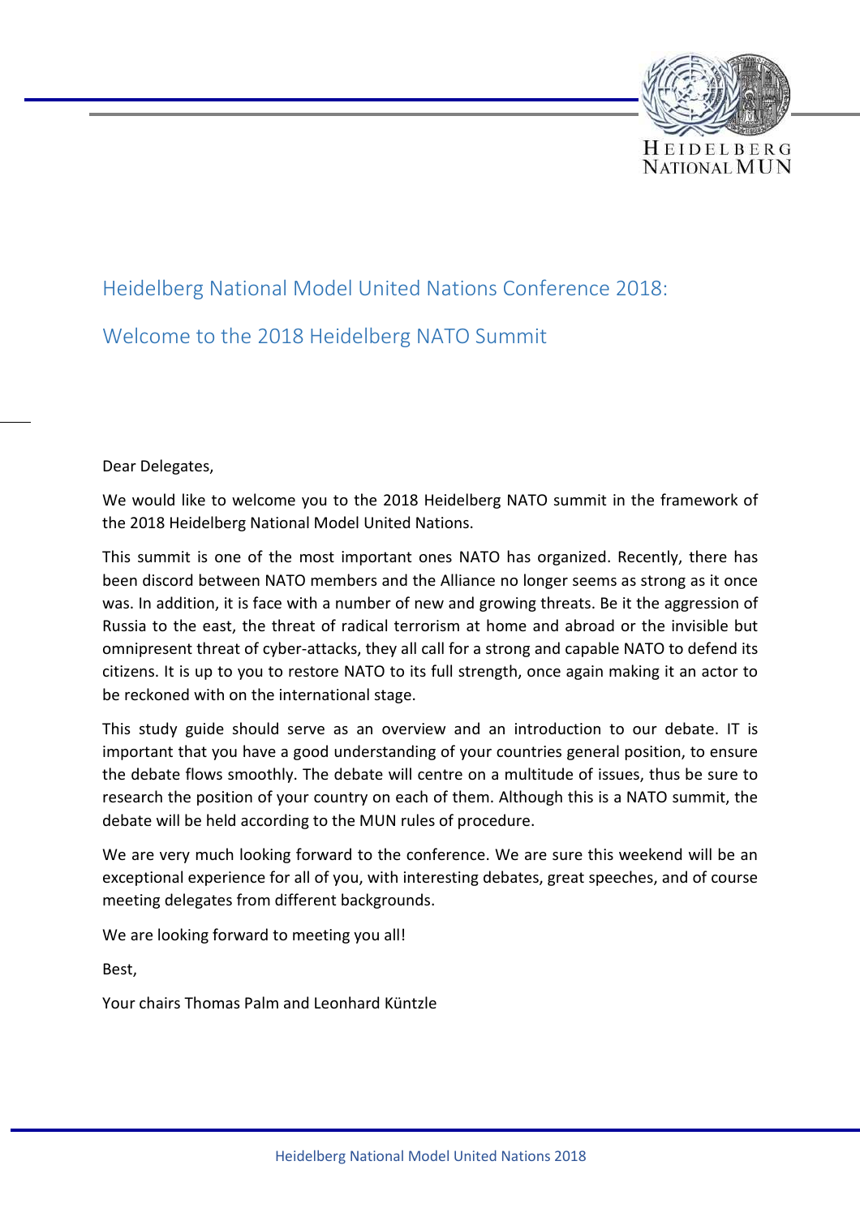# Heidelberg National Model United Nations Conference 2018:

# Welcome to the 2018 Heidelberg NATO Summit

Dear Delegates,

We would like to welcome you to the 2018 Heidelberg NATO summit in the framework of the 2018 Heidelberg National Model United Nations.

This summit is one of the most important ones NATO has organized. Recently, there has been discord between NATO members and the Alliance no longer seems as strong as it once was. In addition, it is face with a number of new and growing threats. Be it the aggression of Russia to the east, the threat of radical terrorism at home and abroad or the invisible but omnipresent threat of cyber-attacks, they all call for a strong and capable NATO to defend its citizens. It is up to you to restore NATO to its full strength, once again making it an actor to be reckoned with on the international stage.

This study guide should serve as an overview and an introduction to our debate. IT is important that you have a good understanding of your countries general position, to ensure the debate flows smoothly. The debate will centre on a multitude of issues, thus be sure to research the position of your country on each of them. Although this is a NATO summit, the debate will be held according to the MUN rules of procedure.

We are very much looking forward to the conference. We are sure this weekend will be an exceptional experience for all of you, with interesting debates, great speeches, and of course meeting delegates from different backgrounds.

We are looking forward to meeting you all!

Best,

Your chairs Thomas Palm and Leonhard Küntzle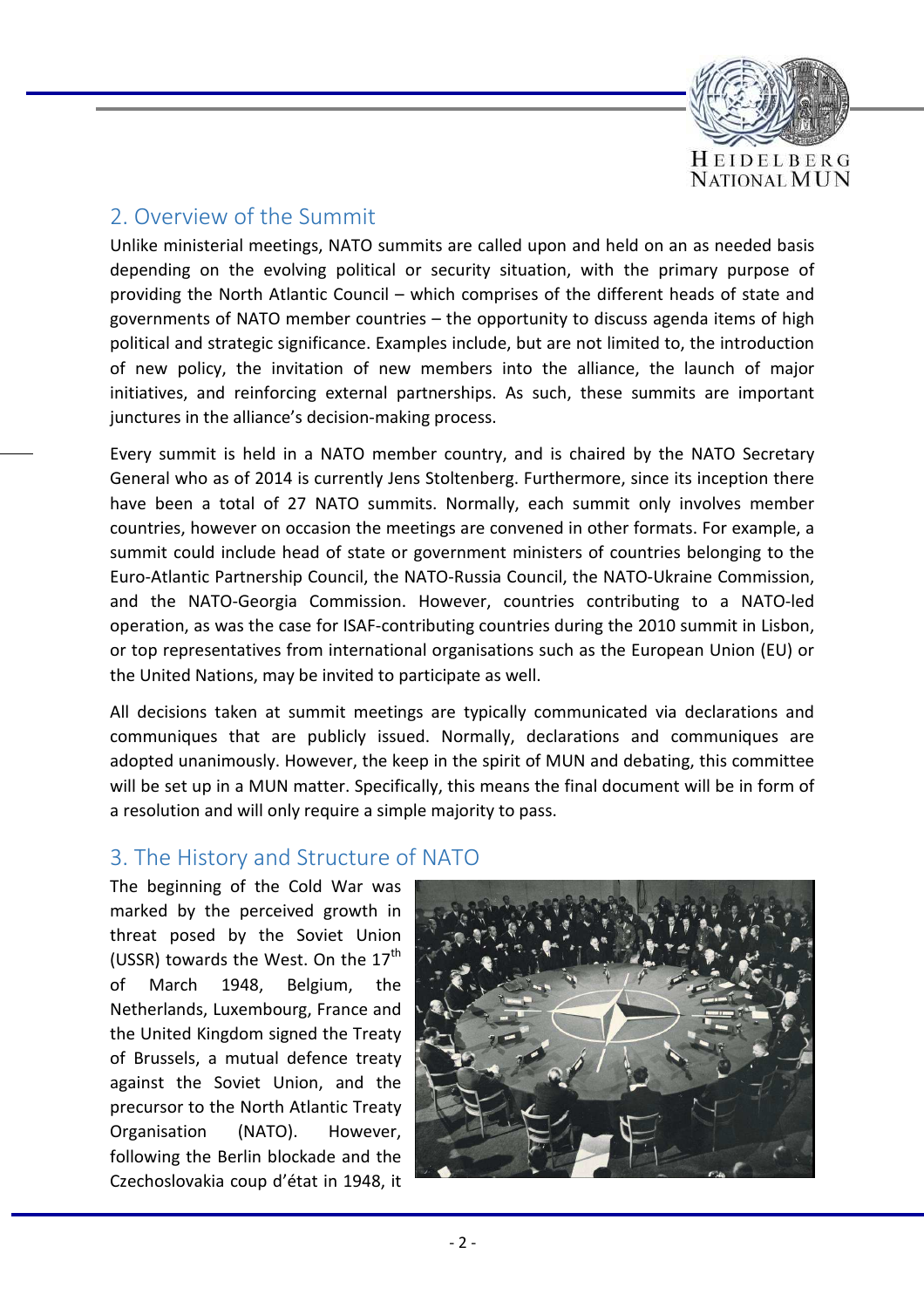## 2. Overview of the Summit

Unlike ministerial meetings, NATO summits are called upon and held on an as needed basis depending on the evolving political or security situation, with the primary purpose of providing the North Atlantic Council – which comprises of the different heads of state and governments of NATO member countries – the opportunity to discuss agenda items of high political and strategic significance. Examples include, but are not limited to, the introduction of new policy, the invitation of new members into the alliance, the launch of major initiatives, and reinforcing external partnerships. As such, these summits are important junctures in the alliance's decision-making process.

Every summit is held in a NATO member country, and is chaired by the NATO Secretary General who as of 2014 is currently Jens Stoltenberg. Furthermore, since its inception there have been a total of 27 NATO summits. Normally, each summit only involves member countries, however on occasion the meetings are convened in other formats. For example, a summit could include head of state or government ministers of countries belonging to the Euro-Atlantic Partnership Council, the NATO-Russia Council, the NATO-Ukraine Commission, and the NATO-Georgia Commission. However, countries contributing to a NATO-led operation, as was the case for ISAF-contributing countries during the 2010 summit in Lisbon, or top representatives from international organisations such as the European Union (EU) or the United Nations, may be invited to participate as well.

All decisions taken at summit meetings are typically communicated via declarations and communiques that are publicly issued. Normally, declarations and communiques are adopted unanimously. However, the keep in the spirit of MUN and debating, this committee will be set up in a MUN matter. Specifically, this means the final document will be in form of a resolution and will only require a simple majority to pass.

## 3. The History and Structure of NATO

The beginning of the Cold War was marked by the perceived growth in threat posed by the Soviet Union (USSR) towards the West. On the 17th of March 1948, Belgium, the Netherlands, Luxembourg, France and the United Kingdom signed the Treaty of Brussels, a mutual defence treaty against the Soviet Union, and the precursor to the North Atlantic Treaty Organisation (NATO). However, following the Berlin blockade and the Czechoslovakia coup d'état in 1948, it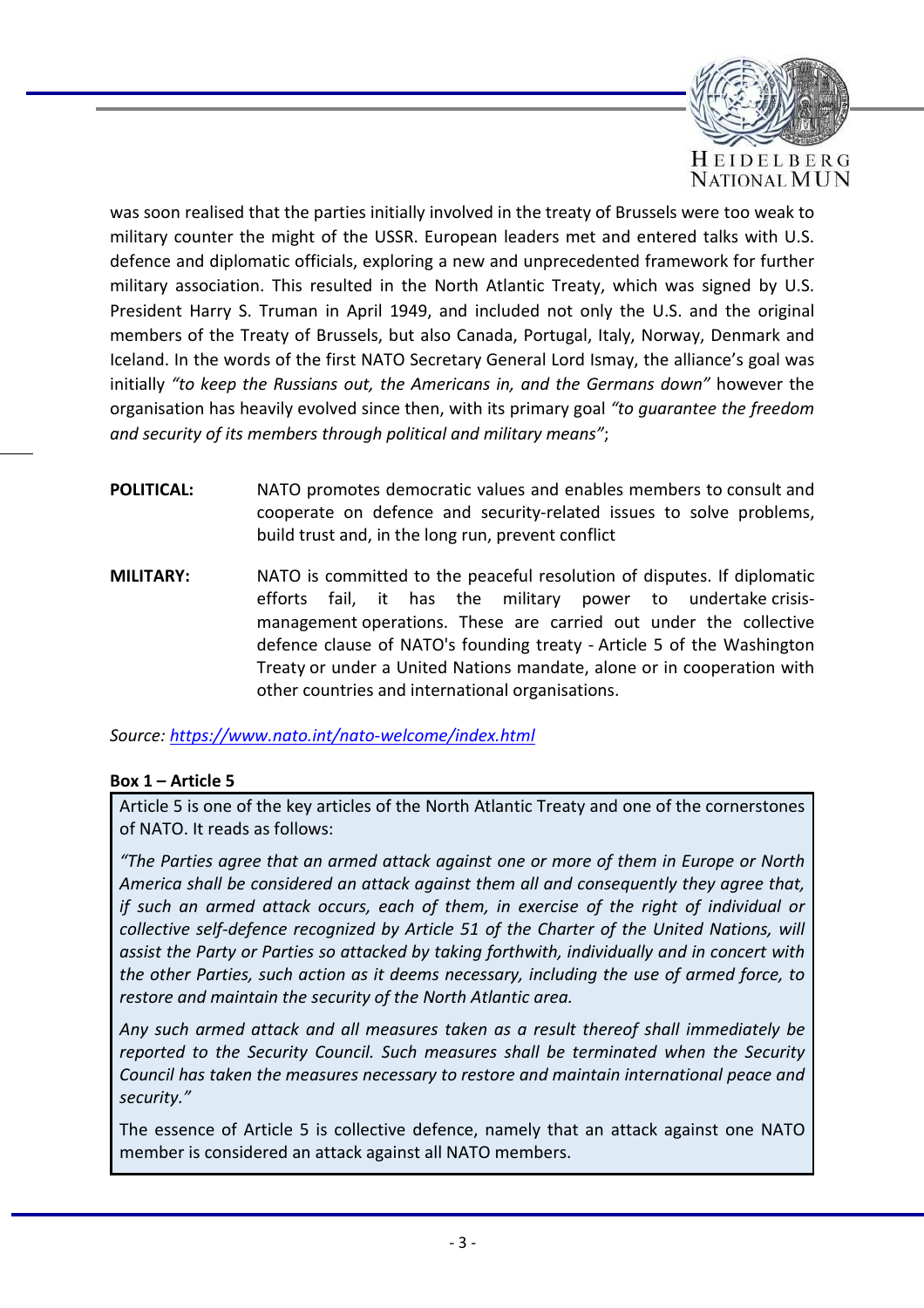was soon realised that the parties initially involved in the treaty of Brussels were too weak to military counter the might of the USSR. European leaders met and entered talks with U.S. defence and diplomatic officials, exploring a new and unprecedented framework for further military association. This resulted in the North Atlantic Treaty, which was signed by U.S. President Harry S. Truman in April 1949, and included not only the U.S. and the original members of the Treaty of Brussels, but also Canada, Portugal, Italy, Norway, Denmark and Iceland. In the words of the first NATO Secretary General Lord Ismay, the alliance's goal was initially *"to keep the Russians out, the Americans in, and the Germans down"* however the organisation has heavily evolved since then, with its primary goal *"to guarantee the freedom and security of its members through political and military means"*;

**POLITICAL:** NATO promotes democratic values and enables members to consult and cooperate on defence and security-related issues to solve problems, build trust and, in the long run, prevent conflict

**MILITARY:** NATO is committed to the peaceful resolution of disputes. If diplomatic efforts fail, it has the military power to undertake crisis-management operations. These are carried out under the collective defence clause of NATO's founding treaty - Article 5 of the Washington Treaty or under a United Nations mandate, alone or in cooperation with other countries and international organisations.

*Source: https://www.nato.int/nato-welcome/index.html*

**Box 1 – Article 5**

Article 5 is one of the key articles of the North Atlantic Treaty and one of the cornerstones of NATO. It reads as follows:

*"The Parties agree that an armed attack against one or more of them in Europe or North America shall be considered an attack against them all and consequently they agree that, if such an armed attack occurs, each of them, in exercise of the right of individual or collective self-defence recognized by Article 51 of the Charter of the United Nations, will assist the Party or Parties so attacked by taking forthwith, individually and in concert with the other Parties, such action as it deems necessary, including the use of armed force, to restore and maintain the security of the North Atlantic area.*

*Any such armed attack and all measures taken as a result thereof shall immediately be reported to the Security Council. Such measures shall be terminated when the Security Council has taken the measures necessary to restore and maintain international peace and security."*

The essence of Article 5 is collective defence, namely that an attack against one NATO member is considered an attack against all NATO members.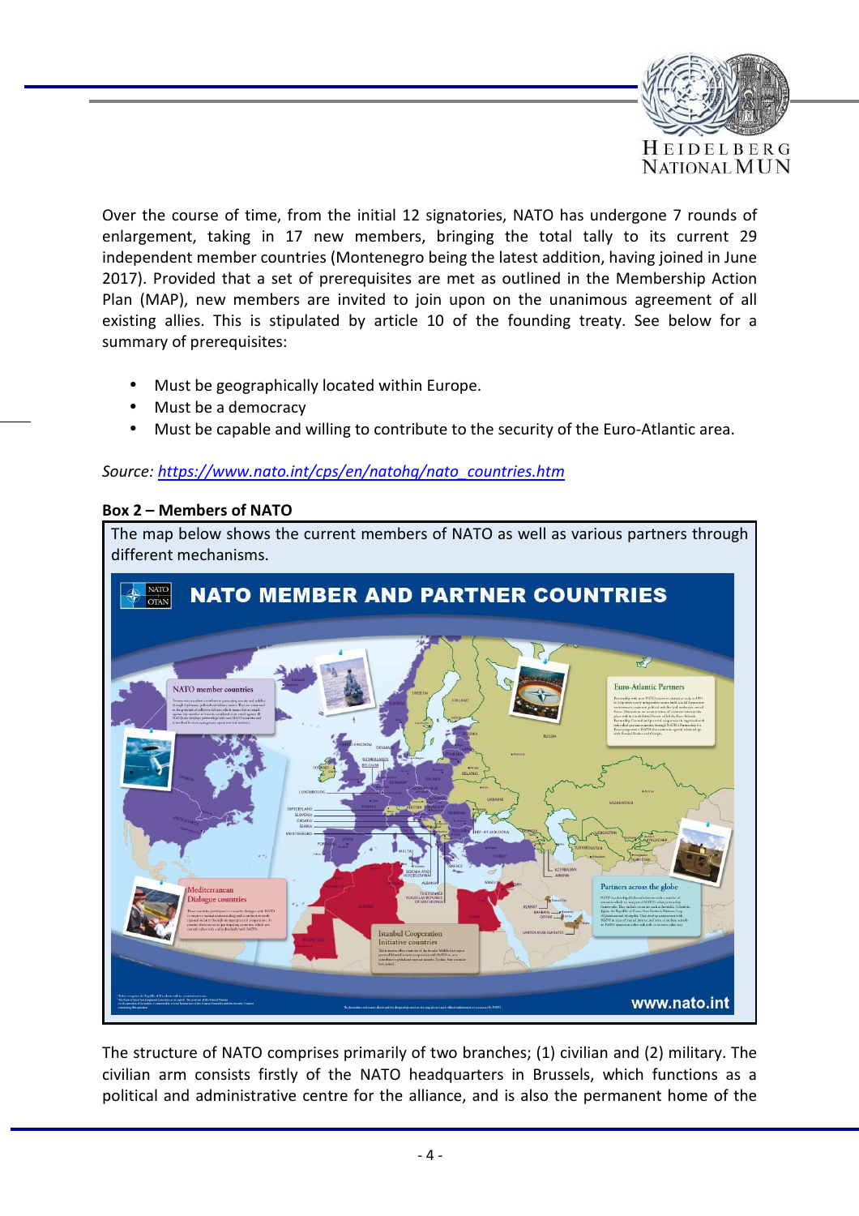Over the course of time, from the initial 12 signatories, NATO has undergone 7 rounds of enlargement, taking in 17 new members, bringing the total tally to its current 29 independent member countries (Montenegro being the latest addition, having joined in June 2017). Provided that a set of prerequisites are met as outlined in the Membership Action Plan (MAP), new members are invited to join upon on the unanimous agreement of all existing allies. This is stipulated by article 10 of the founding treaty. See below for a summary of prerequisites:

- Must be geographically located within Europe.
- Must be a democracy
- Must be capable and willing to contribute to the security of the Euro-Atlantic area.

*Source: [https://www.nato.int/cps/en/natohq/nato_countries.htm](https://www.nato.int/cps/en/natohq/nato_countries.htm)*

**Box 2 – Members of NATO**

The map below shows the current members of NATO as well as various partners through different mechanisms.

The structure of NATO comprises primarily of two branches; (1) civilian and (2) military. The civilian arm consists firstly of the NATO headquarters in Brussels, which functions as a political and administrative centre for the alliance, and is also the permanent home of the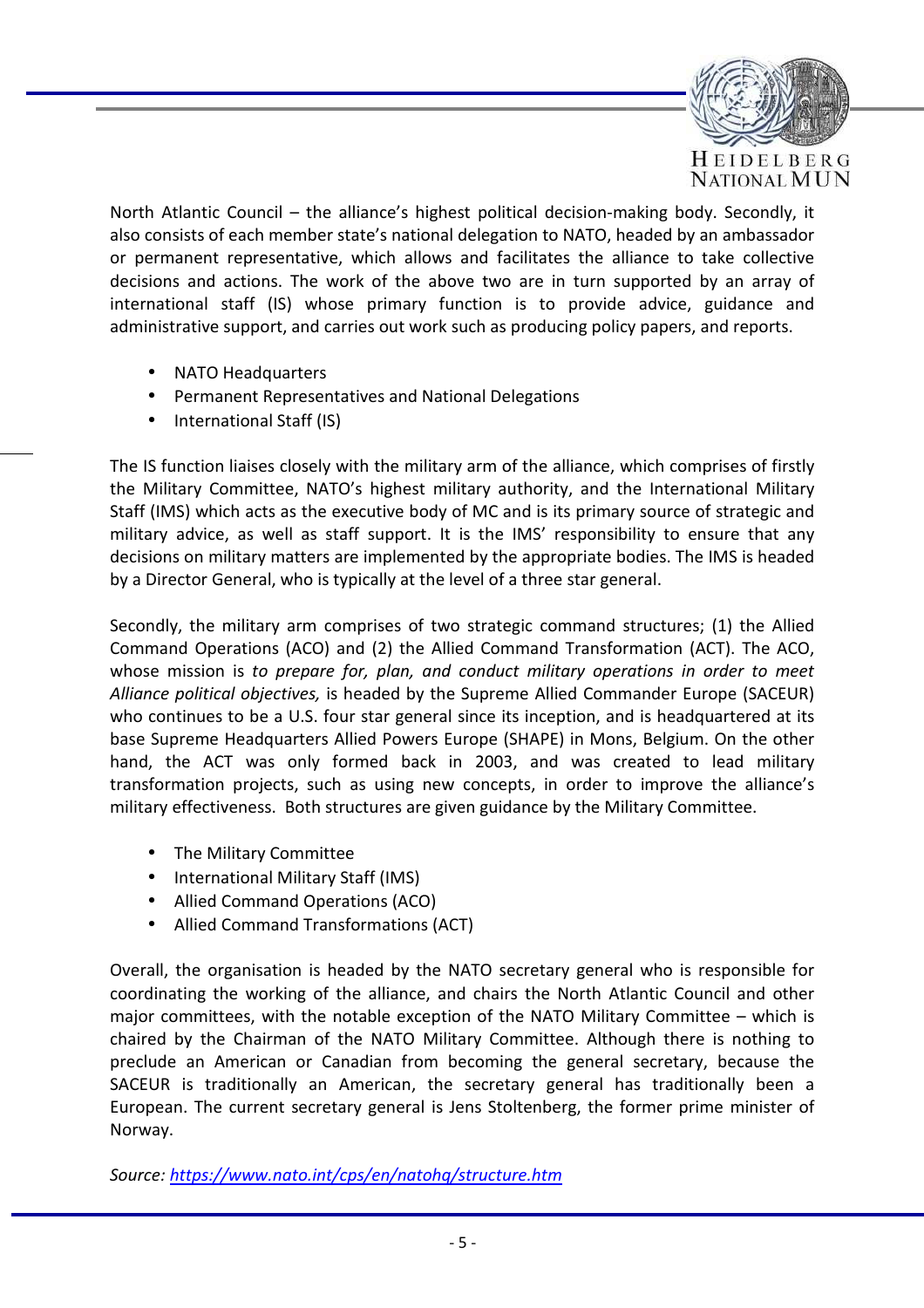North Atlantic Council – the alliance's highest political decision-making body. Secondly, it also consists of each member state's national delegation to NATO, headed by an ambassador or permanent representative, which allows and facilitates the alliance to take collective decisions and actions. The work of the above two are in turn supported by an array of international staff (IS) whose primary function is to provide advice, guidance and administrative support, and carries out work such as producing policy papers, and reports.

- NATO Headquarters
- Permanent Representatives and National Delegations
- International Staff (IS)

The IS function liaises closely with the military arm of the alliance, which comprises of firstly the Military Committee, NATO's highest military authority, and the International Military Staff (IMS) which acts as the executive body of MC and is its primary source of strategic and military advice, as well as staff support. It is the IMS' responsibility to ensure that any decisions on military matters are implemented by the appropriate bodies. The IMS is headed by a Director General, who is typically at the level of a three star general.

Secondly, the military arm comprises of two strategic command structures; (1) the Allied Command Operations (ACO) and (2) the Allied Command Transformation (ACT). The ACO, whose mission is *to prepare for, plan, and conduct military operations in order to meet Alliance political objectives,* is headed by the Supreme Allied Commander Europe (SACEUR) who continues to be a U.S. four star general since its inception, and is headquartered at its base Supreme Headquarters Allied Powers Europe (SHAPE) in Mons, Belgium. On the other hand, the ACT was only formed back in 2003, and was created to lead military transformation projects, such as using new concepts, in order to improve the alliance's military effectiveness. Both structures are given guidance by the Military Committee.

- The Military Committee
- International Military Staff (IMS)
- Allied Command Operations (ACO)
- Allied Command Transformations (ACT)

Overall, the organisation is headed by the NATO secretary general who is responsible for coordinating the working of the alliance, and chairs the North Atlantic Council and other major committees, with the notable exception of the NATO Military Committee – which is chaired by the Chairman of the NATO Military Committee. Although there is nothing to preclude an American or Canadian from becoming the general secretary, because the SACEUR is traditionally an American, the secretary general has traditionally been a European. The current secretary general is Jens Stoltenberg, the former prime minister of Norway.

*Source: [https://www.nato.int/cps/en/natohq/structure.htm](https://www.nato.int/cps/en/natohq/structure.htm)*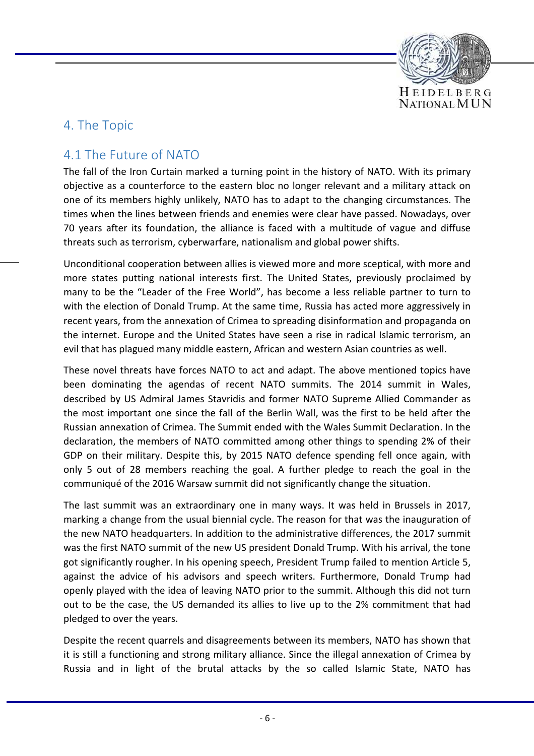## 4. The Topic

### 4.1 The Future of NATO

The fall of the Iron Curtain marked a turning point in the history of NATO. With its primary objective as a counterforce to the eastern bloc no longer relevant and a military attack on one of its members highly unlikely, NATO has to adapt to the changing circumstances. The times when the lines between friends and enemies were clear have passed. Nowadays, over 70 years after its foundation, the alliance is faced with a multitude of vague and diffuse threats such as terrorism, cyberwarfare, nationalism and global power shifts.

Unconditional cooperation between allies is viewed more and more sceptical, with more and more states putting national interests first. The United States, previously proclaimed by many to be the "Leader of the Free World", has become a less reliable partner to turn to with the election of Donald Trump. At the same time, Russia has acted more aggressively in recent years, from the annexation of Crimea to spreading disinformation and propaganda on the internet. Europe and the United States have seen a rise in radical Islamic terrorism, an evil that has plagued many middle eastern, African and western Asian countries as well.

These novel threats have forces NATO to act and adapt. The above mentioned topics have been dominating the agendas of recent NATO summits. The 2014 summit in Wales, described by US Admiral James Stavridis and former NATO Supreme Allied Commander as the most important one since the fall of the Berlin Wall, was the first to be held after the Russian annexation of Crimea. The Summit ended with the Wales Summit Declaration. In the declaration, the members of NATO committed among other things to spending 2% of their GDP on their military. Despite this, by 2015 NATO defence spending fell once again, with only 5 out of 28 members reaching the goal. A further pledge to reach the goal in the communiqué of the 2016 Warsaw summit did not significantly change the situation.

The last summit was an extraordinary one in many ways. It was held in Brussels in 2017, marking a change from the usual biennial cycle. The reason for that was the inauguration of the new NATO headquarters. In addition to the administrative differences, the 2017 summit was the first NATO summit of the new US president Donald Trump. With his arrival, the tone got significantly rougher. In his opening speech, President Trump failed to mention Article 5, against the advice of his advisors and speech writers. Furthermore, Donald Trump had openly played with the idea of leaving NATO prior to the summit. Although this did not turn out to be the case, the US demanded its allies to live up to the 2% commitment that had pledged to over the years.

Despite the recent quarrels and disagreements between its members, NATO has shown that it is still a functioning and strong military alliance. Since the illegal annexation of Crimea by Russia and in light of the brutal attacks by the so called Islamic State, NATO has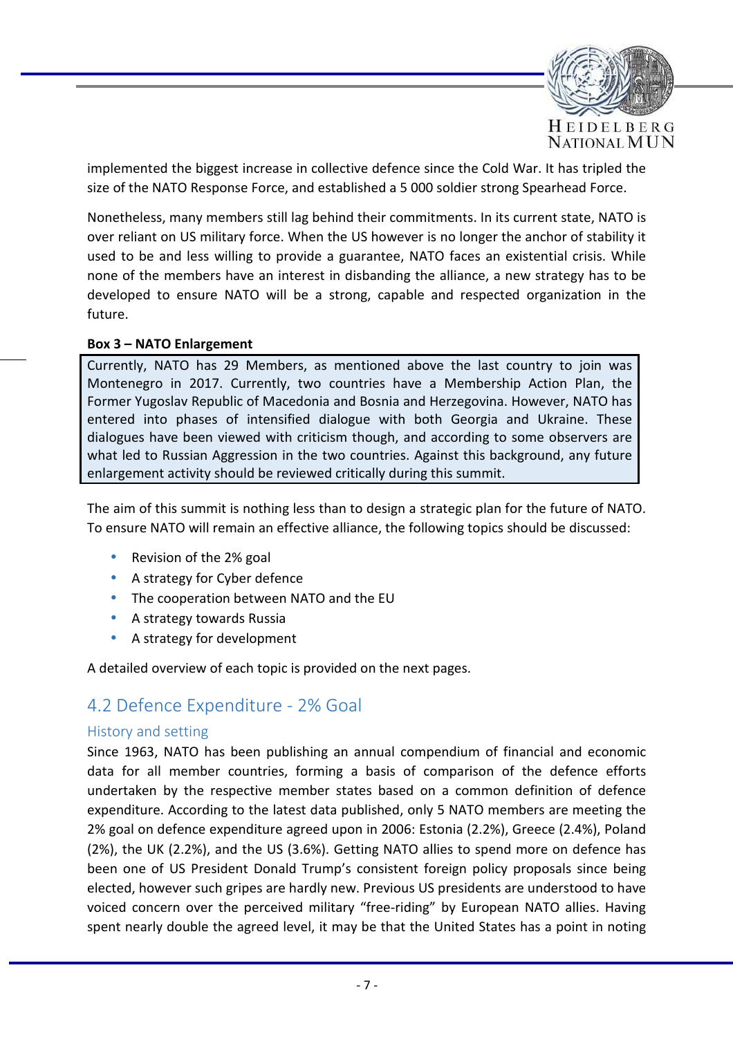implemented the biggest increase in collective defence since the Cold War. It has tripled the size of the NATO Response Force, and established a 5 000 soldier strong Spearhead Force.

Nonetheless, many members still lag behind their commitments. In its current state, NATO is over reliant on US military force. When the US however is no longer the anchor of stability it used to be and less willing to provide a guarantee, NATO faces an existential crisis. While none of the members have an interest in disbanding the alliance, a new strategy has to be developed to ensure NATO will be a strong, capable and respected organization in the future.

**Box 3 – NATO Enlargement**

> Currently, NATO has 29 Members, as mentioned above the last country to join was Montenegro in 2017. Currently, two countries have a Membership Action Plan, the Former Yugoslav Republic of Macedonia and Bosnia and Herzegovina. However, NATO has entered into phases of intensified dialogue with both Georgia and Ukraine. These dialogues have been viewed with criticism though, and according to some observers are what led to Russian Aggression in the two countries. Against this background, any future enlargement activity should be reviewed critically during this summit.

The aim of this summit is nothing less than to design a strategic plan for the future of NATO. To ensure NATO will remain an effective alliance, the following topics should be discussed:

- Revision of the 2% goal
- A strategy for Cyber defence
- The cooperation between NATO and the EU
- A strategy towards Russia
- A strategy for development

A detailed overview of each topic is provided on the next pages.

## 4.2 Defence Expenditure - 2% Goal

### History and setting

Since 1963, NATO has been publishing an annual compendium of financial and economic data for all member countries, forming a basis of comparison of the defence efforts undertaken by the respective member states based on a common definition of defence expenditure. According to the latest data published, only 5 NATO members are meeting the 2% goal on defence expenditure agreed upon in 2006: Estonia (2.2%), Greece (2.4%), Poland (2%), the UK (2.2%), and the US (3.6%). Getting NATO allies to spend more on defence has been one of US President Donald Trump's consistent foreign policy proposals since being elected, however such gripes are hardly new. Previous US presidents are understood to have voiced concern over the perceived military "free-riding" by European NATO allies. Having spent nearly double the agreed level, it may be that the United States has a point in noting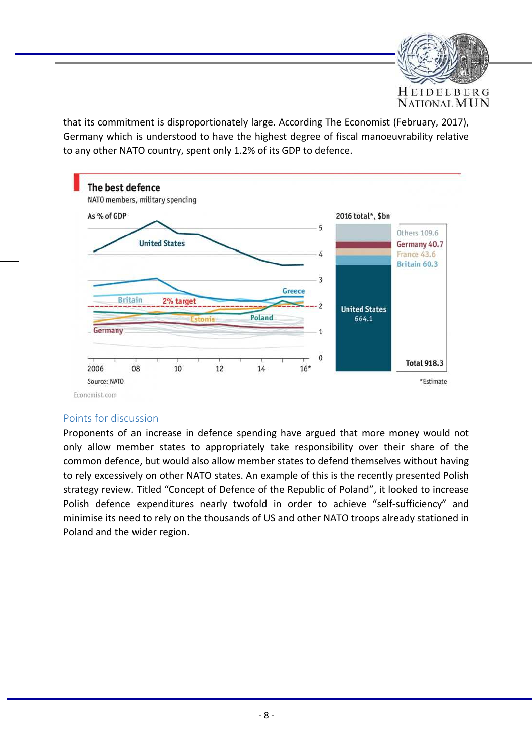that its commitment is disproportionately large. According The Economist (February, 2017), Germany which is understood to have the highest degree of fiscal manoeuvrability relative to any other NATO country, spent only 1.2% of its GDP to defence.

**The best defence**

NATO members, military spending

As % of GDP

2016 total*, $bn

| Country | 2016 total*, $bn |
|---|---|
| United States | 664.1 |
| Britain | 60.3 |
| France | 43.6 |
| Germany | 40.7 |
| Others | 109.6 |
| Total | 918.3 |

Source: NATO

*Estimate

Economist.com

## Points for discussion

Proponents of an increase in defence spending have argued that more money would not only allow member states to appropriately take responsibility over their share of the common defence, but would also allow member states to defend themselves without having to rely excessively on other NATO states. An example of this is the recently presented Polish strategy review. Titled "Concept of Defence of the Republic of Poland", it looked to increase Polish defence expenditures nearly twofold in order to achieve "self-sufficiency" and minimise its need to rely on the thousands of US and other NATO troops already stationed in Poland and the wider region.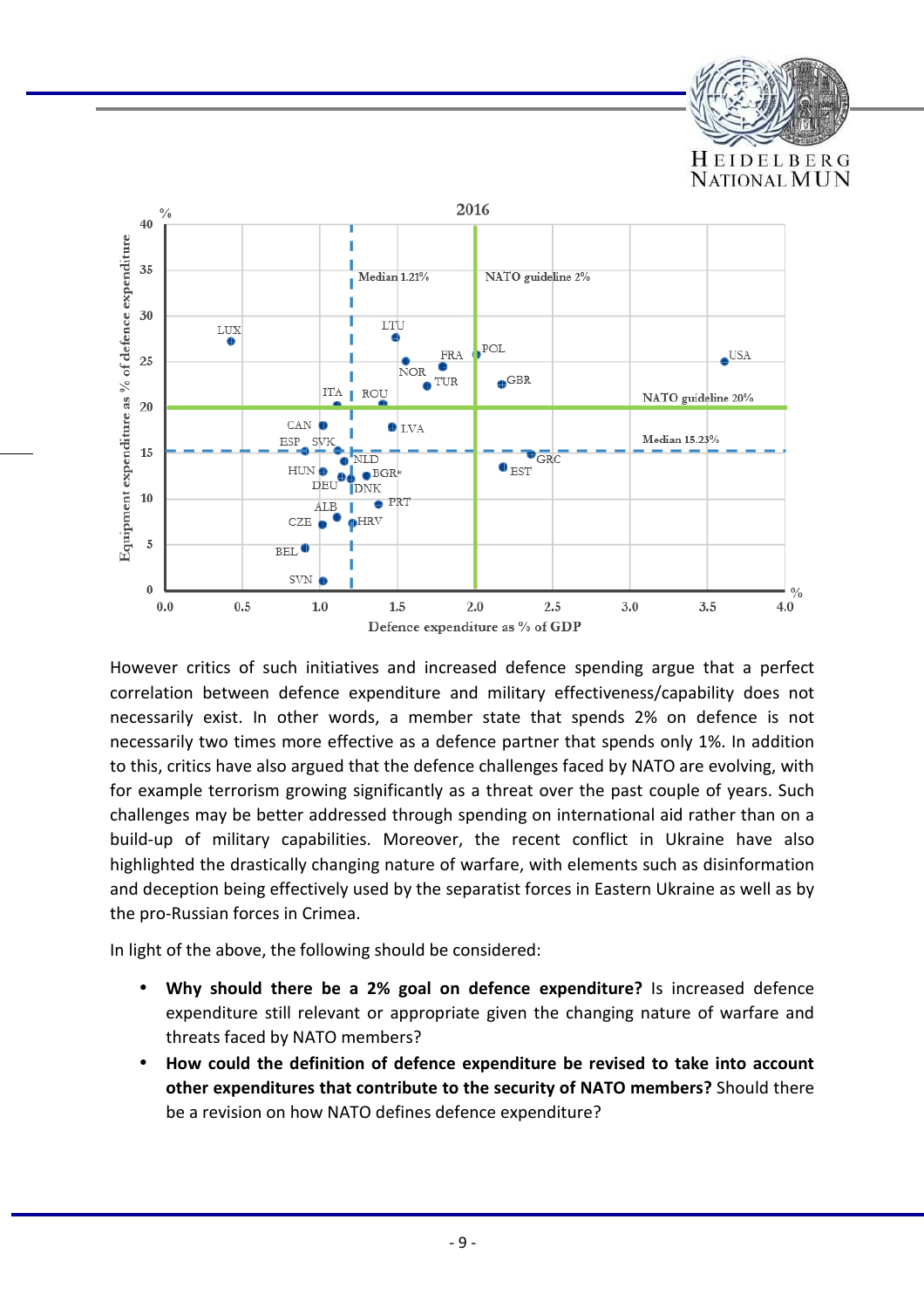However critics of such initiatives and increased defence spending argue that a perfect correlation between defence expenditure and military effectiveness/capability does not necessarily exist. In other words, a member state that spends 2% on defence is not necessarily two times more effective as a defence partner that spends only 1%. In addition to this, critics have also argued that the defence challenges faced by NATO are evolving, with for example terrorism growing significantly as a threat over the past couple of years. Such challenges may be better addressed through spending on international aid rather than on a build-up of military capabilities. Moreover, the recent conflict in Ukraine have also highlighted the drastically changing nature of warfare, with elements such as disinformation and deception being effectively used by the separatist forces in Eastern Ukraine as well as by the pro-Russian forces in Crimea.

In light of the above, the following should be considered:

- **Why should there be a 2% goal on defence expenditure?** Is increased defence expenditure still relevant or appropriate given the changing nature of warfare and threats faced by NATO members?
- **How could the definition of defence expenditure be revised to take into account other expenditures that contribute to the security of NATO members?** Should there be a revision on how NATO defines defence expenditure?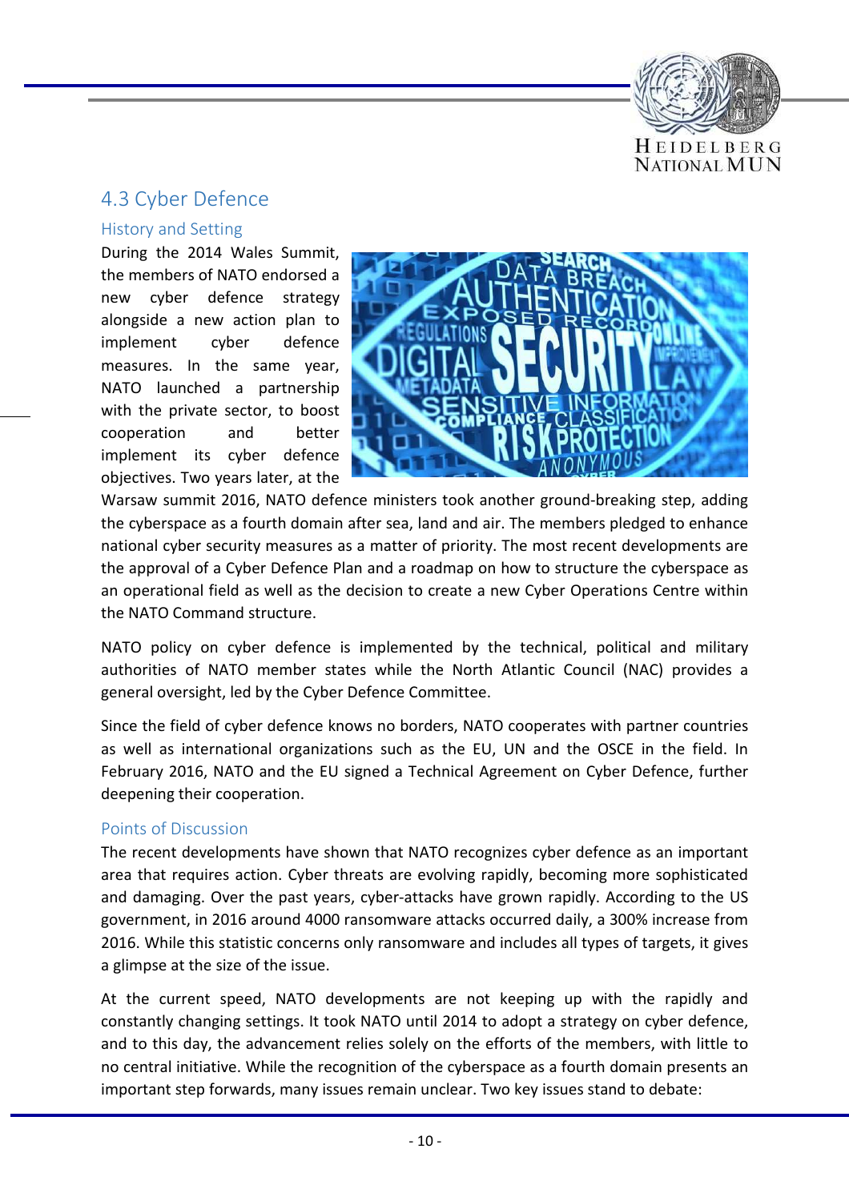## 4.3 Cyber Defence

### History and Setting

During the 2014 Wales Summit, the members of NATO endorsed a new cyber defence strategy alongside a new action plan to implement cyber defence measures. In the same year, NATO launched a partnership with the private sector, to boost cooperation and better implement its cyber defence objectives. Two years later, at the Warsaw summit 2016, NATO defence ministers took another ground-breaking step, adding the cyberspace as a fourth domain after sea, land and air. The members pledged to enhance national cyber security measures as a matter of priority. The most recent developments are the approval of a Cyber Defence Plan and a roadmap on how to structure the cyberspace as an operational field as well as the decision to create a new Cyber Operations Centre within the NATO Command structure.

NATO policy on cyber defence is implemented by the technical, political and military authorities of NATO member states while the North Atlantic Council (NAC) provides a general oversight, led by the Cyber Defence Committee.

Since the field of cyber defence knows no borders, NATO cooperates with partner countries as well as international organizations such as the EU, UN and the OSCE in the field. In February 2016, NATO and the EU signed a Technical Agreement on Cyber Defence, further deepening their cooperation.

### Points of Discussion

The recent developments have shown that NATO recognizes cyber defence as an important area that requires action. Cyber threats are evolving rapidly, becoming more sophisticated and damaging. Over the past years, cyber-attacks have grown rapidly. According to the US government, in 2016 around 4000 ransomware attacks occurred daily, a 300% increase from 2016. While this statistic concerns only ransomware and includes all types of targets, it gives a glimpse at the size of the issue.

At the current speed, NATO developments are not keeping up with the rapidly and constantly changing settings. It took NATO until 2014 to adopt a strategy on cyber defence, and to this day, the advancement relies solely on the efforts of the members, with little to no central initiative. While the recognition of the cyberspace as a fourth domain presents an important step forwards, many issues remain unclear. Two key issues stand to debate: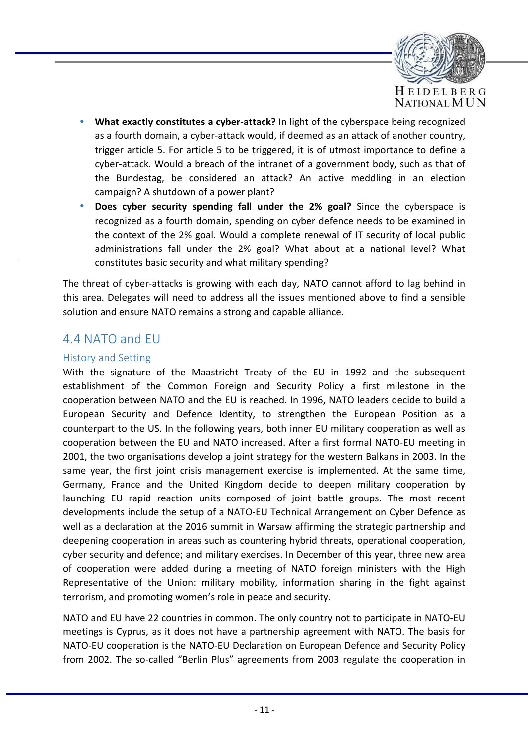- **What exactly constitutes a cyber-attack?** In light of the cyberspace being recognized as a fourth domain, a cyber-attack would, if deemed as an attack of another country, trigger article 5. For article 5 to be triggered, it is of utmost importance to define a cyber-attack. Would a breach of the intranet of a government body, such as that of the Bundestag, be considered an attack? An active meddling in an election campaign? A shutdown of a power plant?
- **Does cyber security spending fall under the 2% goal?** Since the cyberspace is recognized as a fourth domain, spending on cyber defence needs to be examined in the context of the 2% goal. Would a complete renewal of IT security of local public administrations fall under the 2% goal? What about at a national level? What constitutes basic security and what military spending?

The threat of cyber-attacks is growing with each day, NATO cannot afford to lag behind in this area. Delegates will need to address all the issues mentioned above to find a sensible solution and ensure NATO remains a strong and capable alliance.

## 4.4 NATO and EU

### History and Setting

With the signature of the Maastricht Treaty of the EU in 1992 and the subsequent establishment of the Common Foreign and Security Policy a first milestone in the cooperation between NATO and the EU is reached. In 1996, NATO leaders decide to build a European Security and Defence Identity, to strengthen the European Position as a counterpart to the US. In the following years, both inner EU military cooperation as well as cooperation between the EU and NATO increased. After a first formal NATO-EU meeting in 2001, the two organisations develop a joint strategy for the western Balkans in 2003. In the same year, the first joint crisis management exercise is implemented. At the same time, Germany, France and the United Kingdom decide to deepen military cooperation by launching EU rapid reaction units composed of joint battle groups. The most recent developments include the setup of a NATO-EU Technical Arrangement on Cyber Defence as well as a declaration at the 2016 summit in Warsaw affirming the strategic partnership and deepening cooperation in areas such as countering hybrid threats, operational cooperation, cyber security and defence; and military exercises. In December of this year, three new area of cooperation were added during a meeting of NATO foreign ministers with the High Representative of the Union: military mobility, information sharing in the fight against terrorism, and promoting women's role in peace and security.

NATO and EU have 22 countries in common. The only country not to participate in NATO-EU meetings is Cyprus, as it does not have a partnership agreement with NATO. The basis for NATO-EU cooperation is the NATO-EU Declaration on European Defence and Security Policy from 2002. The so-called "Berlin Plus" agreements from 2003 regulate the cooperation in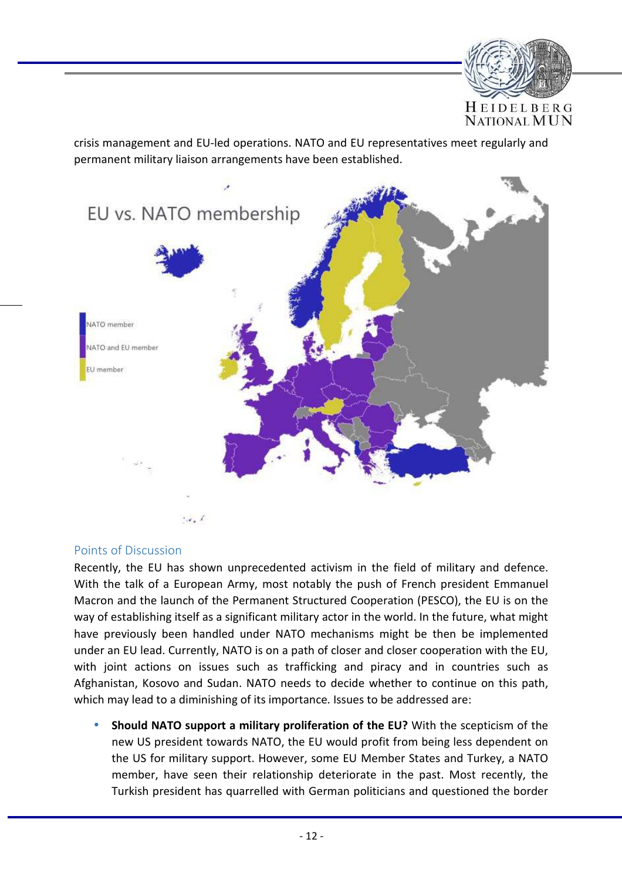crisis management and EU-led operations. NATO and EU representatives meet regularly and permanent military liaison arrangements have been established.

### Points of Discussion

Recently, the EU has shown unprecedented activism in the field of military and defence. With the talk of a European Army, most notably the push of French president Emmanuel Macron and the launch of the Permanent Structured Cooperation (PESCO), the EU is on the way of establishing itself as a significant military actor in the world. In the future, what might have previously been handled under NATO mechanisms might be then be implemented under an EU lead. Currently, NATO is on a path of closer and closer cooperation with the EU, with joint actions on issues such as trafficking and piracy and in countries such as Afghanistan, Kosovo and Sudan. NATO needs to decide whether to continue on this path, which may lead to a diminishing of its importance. Issues to be addressed are:

- **Should NATO support a military proliferation of the EU?** With the scepticism of the new US president towards NATO, the EU would profit from being less dependent on the US for military support. However, some EU Member States and Turkey, a NATO member, have seen their relationship deteriorate in the past. Most recently, the Turkish president has quarrelled with German politicians and questioned the border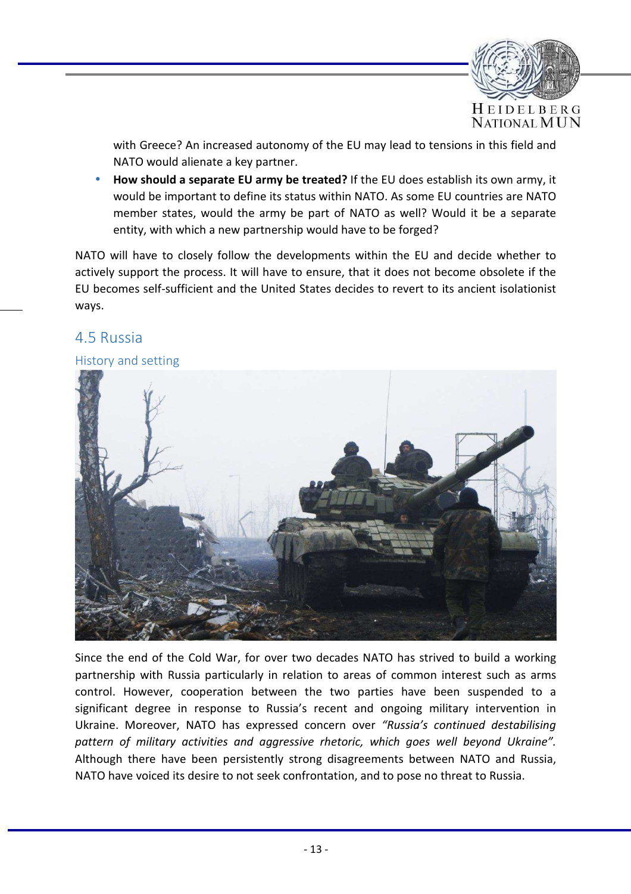with Greece? An increased autonomy of the EU may lead to tensions in this field and NATO would alienate a key partner.

- **How should a separate EU army be treated?** If the EU does establish its own army, it would be important to define its status within NATO. As some EU countries are NATO member states, would the army be part of NATO as well? Would it be a separate entity, with which a new partnership would have to be forged?

NATO will have to closely follow the developments within the EU and decide whether to actively support the process. It will have to ensure, that it does not become obsolete if the EU becomes self-sufficient and the United States decides to revert to its ancient isolationist ways.

## 4.5 Russia

### History and setting

Since the end of the Cold War, for over two decades NATO has strived to build a working partnership with Russia particularly in relation to areas of common interest such as arms control. However, cooperation between the two parties have been suspended to a significant degree in response to Russia's recent and ongoing military intervention in Ukraine. Moreover, NATO has expressed concern over *"Russia's continued destabilising pattern of military activities and aggressive rhetoric, which goes well beyond Ukraine".* Although there have been persistently strong disagreements between NATO and Russia, NATO have voiced its desire to not seek confrontation, and to pose no threat to Russia.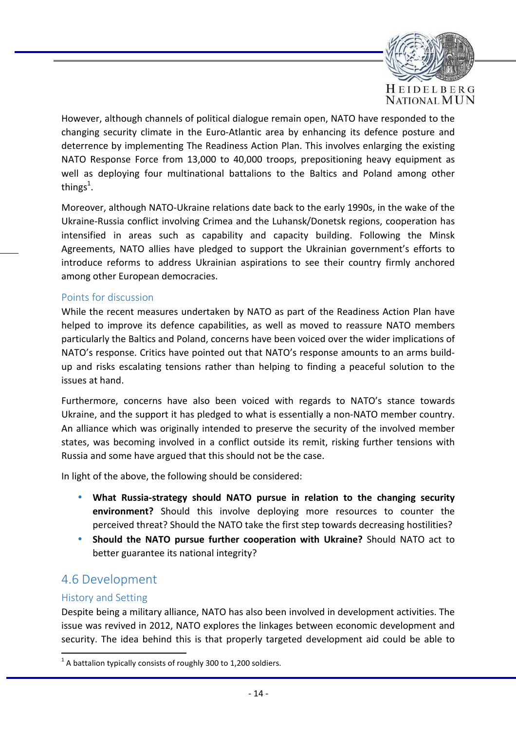However, although channels of political dialogue remain open, NATO have responded to the changing security climate in the Euro-Atlantic area by enhancing its defence posture and deterrence by implementing The Readiness Action Plan. This involves enlarging the existing NATO Response Force from 13,000 to 40,000 troops, prepositioning heavy equipment as well as deploying four multinational battalions to the Baltics and Poland among other things[1].

Moreover, although NATO-Ukraine relations date back to the early 1990s, in the wake of the Ukraine-Russia conflict involving Crimea and the Luhansk/Donetsk regions, cooperation has intensified in areas such as capability and capacity building. Following the Minsk Agreements, NATO allies have pledged to support the Ukrainian government's efforts to introduce reforms to address Ukrainian aspirations to see their country firmly anchored among other European democracies.

### Points for discussion

While the recent measures undertaken by NATO as part of the Readiness Action Plan have helped to improve its defence capabilities, as well as moved to reassure NATO members particularly the Baltics and Poland, concerns have been voiced over the wider implications of NATO's response. Critics have pointed out that NATO's response amounts to an arms build-up and risks escalating tensions rather than helping to finding a peaceful solution to the issues at hand.

Furthermore, concerns have also been voiced with regards to NATO's stance towards Ukraine, and the support it has pledged to what is essentially a non-NATO member country. An alliance which was originally intended to preserve the security of the involved member states, was becoming involved in a conflict outside its remit, risking further tensions with Russia and some have argued that this should not be the case.

In light of the above, the following should be considered:

- **What Russia-strategy should NATO pursue in relation to the changing security environment?** Should this involve deploying more resources to counter the perceived threat? Should the NATO take the first step towards decreasing hostilities?
- **Should the NATO pursue further cooperation with Ukraine?** Should NATO act to better guarantee its national integrity?

## 4.6 Development

### History and Setting

Despite being a military alliance, NATO has also been involved in development activities. The issue was revived in 2012, NATO explores the linkages between economic development and security. The idea behind this is that properly targeted development aid could be able to

[1] A battalion typically consists of roughly 300 to 1,200 soldiers.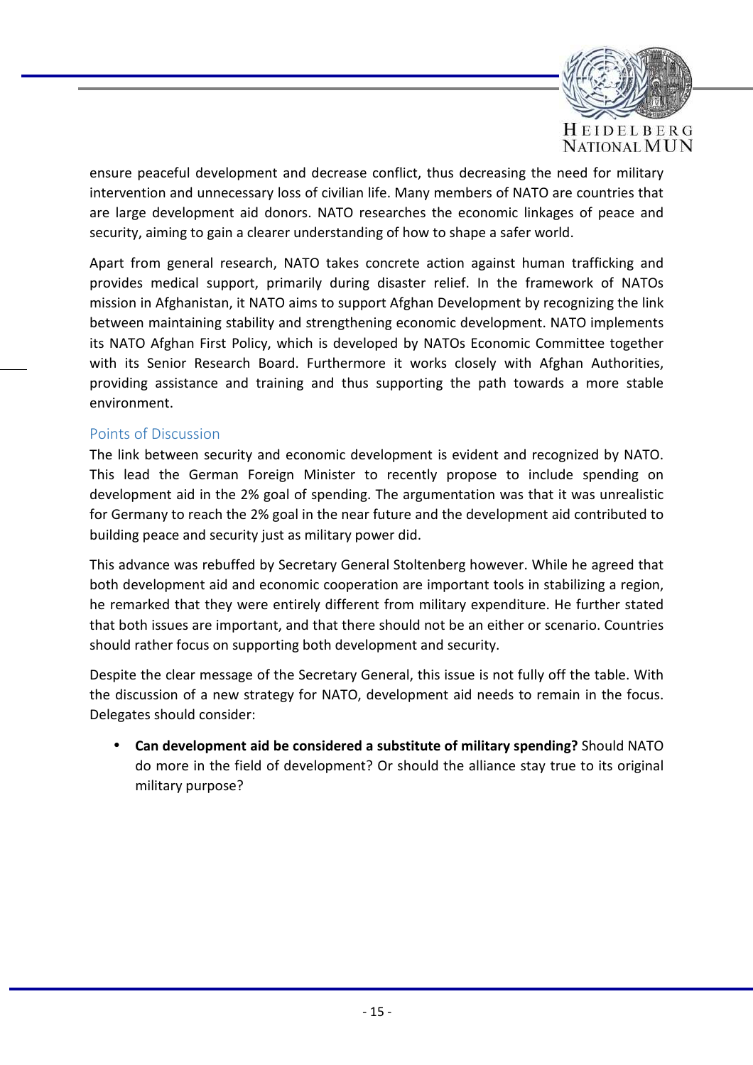ensure peaceful development and decrease conflict, thus decreasing the need for military intervention and unnecessary loss of civilian life. Many members of NATO are countries that are large development aid donors. NATO researches the economic linkages of peace and security, aiming to gain a clearer understanding of how to shape a safer world.

Apart from general research, NATO takes concrete action against human trafficking and provides medical support, primarily during disaster relief. In the framework of NATOs mission in Afghanistan, it NATO aims to support Afghan Development by recognizing the link between maintaining stability and strengthening economic development. NATO implements its NATO Afghan First Policy, which is developed by NATOs Economic Committee together with its Senior Research Board. Furthermore it works closely with Afghan Authorities, providing assistance and training and thus supporting the path towards a more stable environment.

### Points of Discussion

The link between security and economic development is evident and recognized by NATO. This lead the German Foreign Minister to recently propose to include spending on development aid in the 2% goal of spending. The argumentation was that it was unrealistic for Germany to reach the 2% goal in the near future and the development aid contributed to building peace and security just as military power did.

This advance was rebuffed by Secretary General Stoltenberg however. While he agreed that both development aid and economic cooperation are important tools in stabilizing a region, he remarked that they were entirely different from military expenditure. He further stated that both issues are important, and that there should not be an either or scenario. Countries should rather focus on supporting both development and security.

Despite the clear message of the Secretary General, this issue is not fully off the table. With the discussion of a new strategy for NATO, development aid needs to remain in the focus. Delegates should consider:

- **Can development aid be considered a substitute of military spending?** Should NATO do more in the field of development? Or should the alliance stay true to its original military purpose?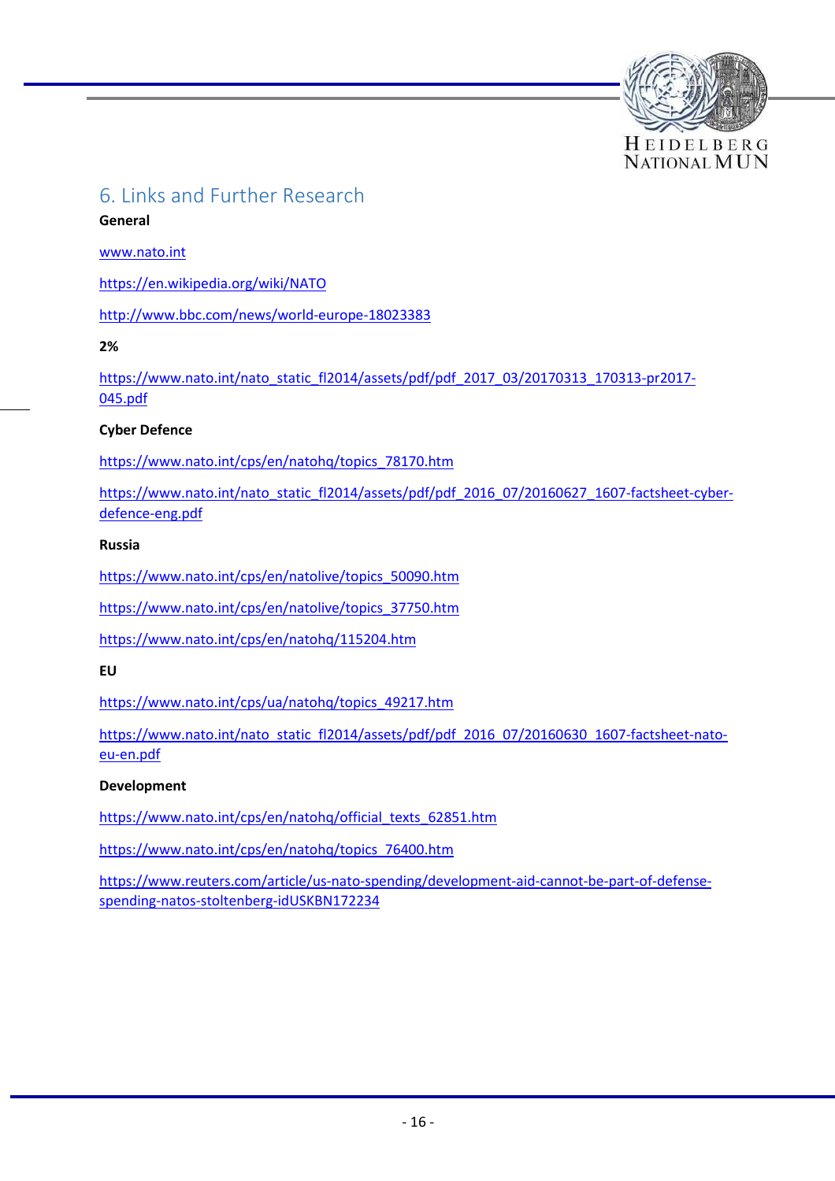## 6. Links and Further Research

**General**

www.nato.int

https://en.wikipedia.org/wiki/NATO

http://www.bbc.com/news/world-europe-18023383

**2%**

https://www.nato.int/nato_static_fl2014/assets/pdf/pdf_2017_03/20170313_170313-pr2017-045.pdf

**Cyber Defence**

https://www.nato.int/cps/en/natohq/topics_78170.htm

https://www.nato.int/nato_static_fl2014/assets/pdf/pdf_2016_07/20160627_1607-factsheet-cyber-defence-eng.pdf

**Russia**

https://www.nato.int/cps/en/natolive/topics_50090.htm

https://www.nato.int/cps/en/natolive/topics_37750.htm

https://www.nato.int/cps/en/natohq/115204.htm

**EU**

https://www.nato.int/cps/ua/natohq/topics_49217.htm

https://www.nato.int/nato_static_fl2014/assets/pdf/pdf_2016_07/20160630_1607-factsheet-nato-eu-en.pdf

**Development**

https://www.nato.int/cps/en/natohq/official_texts_62851.htm

https://www.nato.int/cps/en/natohq/topics_76400.htm

https://www.reuters.com/article/us-nato-spending/development-aid-cannot-be-part-of-defense-spending-natos-stoltenberg-idUSKBN172234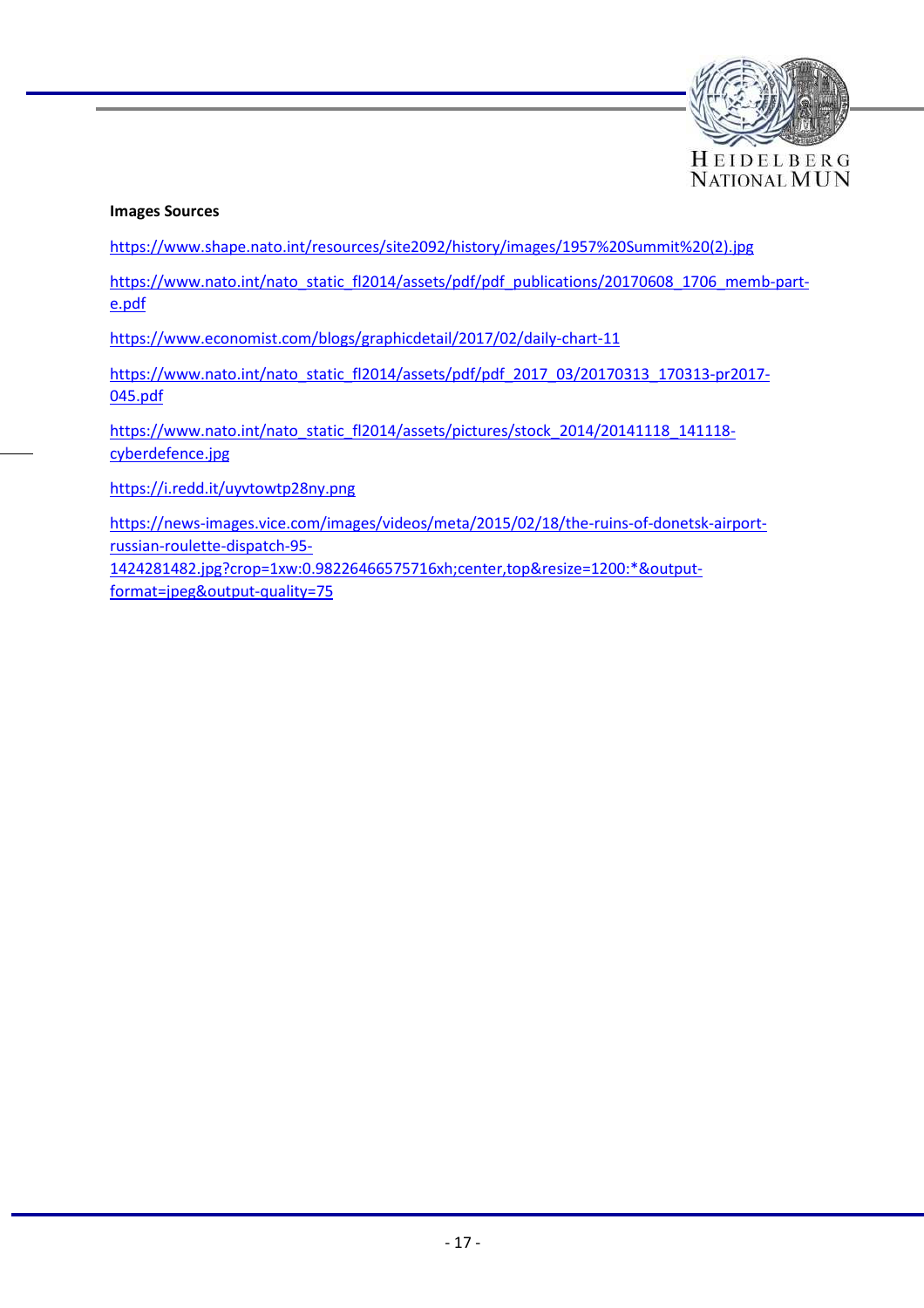**Images Sources**

https://www.shape.nato.int/resources/site2092/history/images/1957%20Summit%20(2).jpg

https://www.nato.int/nato_static_fl2014/assets/pdf/pdf_publications/20170608_1706_memb-part-e.pdf

https://www.economist.com/blogs/graphicdetail/2017/02/daily-chart-11

https://www.nato.int/nato_static_fl2014/assets/pdf/pdf_2017_03/20170313_170313-pr2017-045.pdf

https://www.nato.int/nato_static_fl2014/assets/pictures/stock_2014/20141118_141118-cyberdefence.jpg

https://i.redd.it/uyvtowtp28ny.png

https://news-images.vice.com/images/videos/meta/2015/02/18/the-ruins-of-donetsk-airport-russian-roulette-dispatch-95-1424281482.jpg?crop=1xw:0.98226466575716xh;center,top&resize=1200:*&output-format=jpeg&output-quality=75